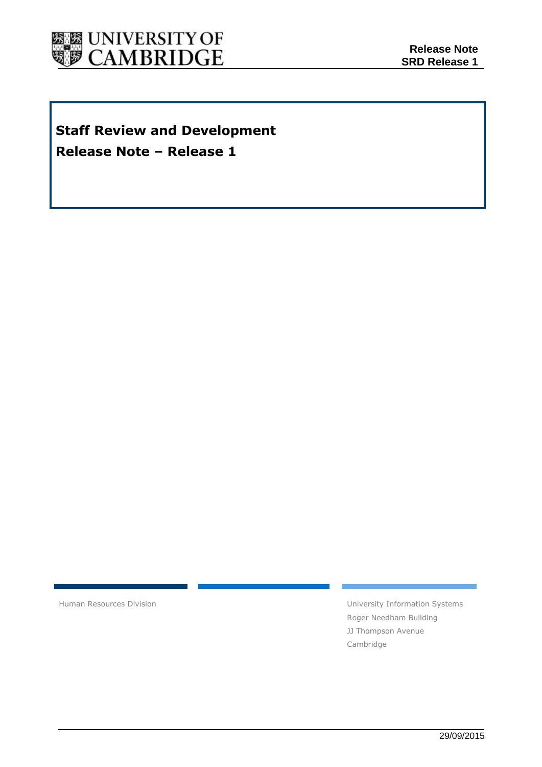**Release Note**
**SRD Release 1**

# Staff Review and Development
# Release Note – Release 1

Human Resources Division

University Information Systems
Roger Needham Building
JJ Thompson Avenue
Cambridge

29/09/2015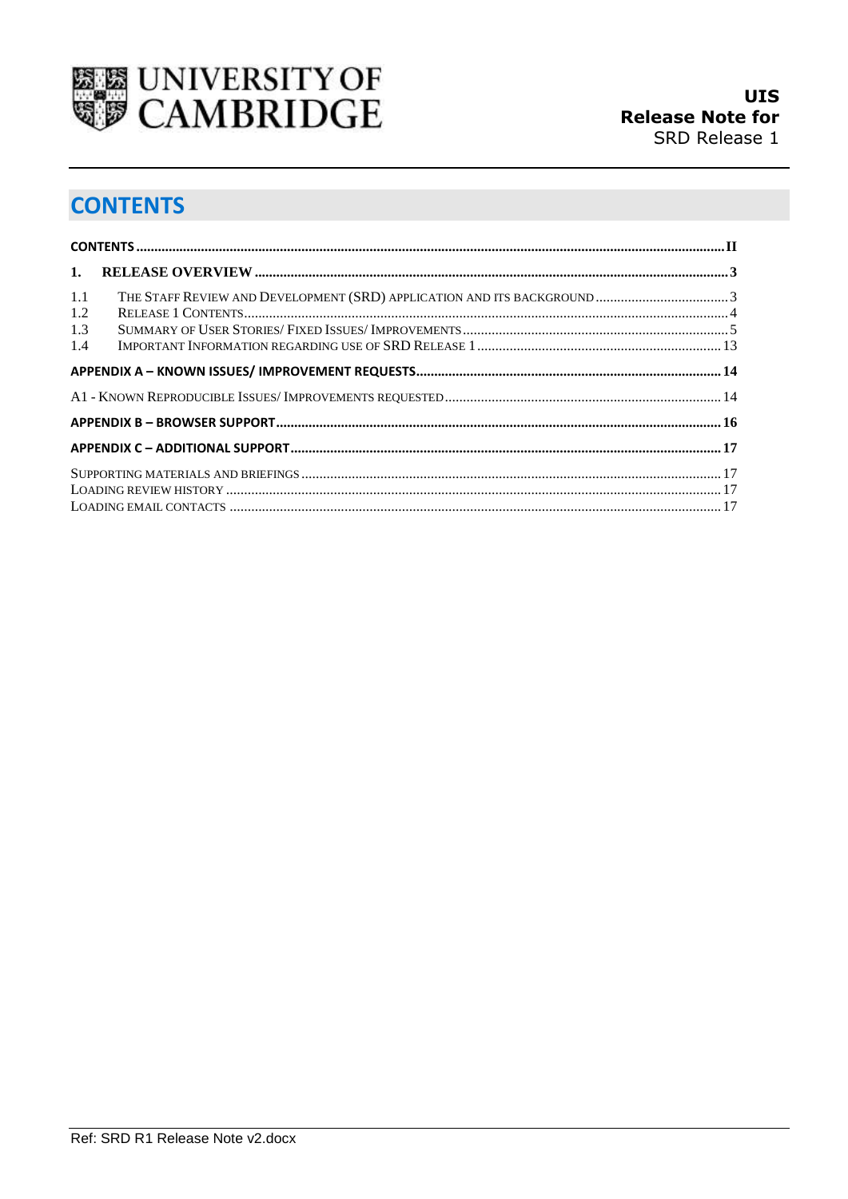# CONTENTS

CONTENTS ..................................................................................................................................................... II

1. RELEASE OVERVIEW ................................................................................................................................... 3

1.1 THE STAFF REVIEW AND DEVELOPMENT (SRD) APPLICATION AND ITS BACKGROUND ...................................... 3
1.2 RELEASE 1 CONTENTS ........................................................................................................................... 4
1.3 SUMMARY OF USER STORIES/ FIXED ISSUES/ IMPROVEMENTS .......................................................................... 5
1.4 IMPORTANT INFORMATION REGARDING USE OF SRD RELEASE 1 ................................................................... 13

APPENDIX A – KNOWN ISSUES/ IMPROVEMENT REQUESTS ..................................................................................... 14

A1 - KNOWN REPRODUCIBLE ISSUES/ IMPROVEMENTS REQUESTED ............................................................................ 14

APPENDIX B – BROWSER SUPPORT ........................................................................................................................ 16

APPENDIX C – ADDITIONAL SUPPORT ..................................................................................................................... 17

SUPPORTING MATERIALS AND BRIEFINGS ...................................................................................................................... 17
LOADING REVIEW HISTORY ............................................................................................................................................ 17
LOADING EMAIL CONTACTS ........................................................................................................................................... 17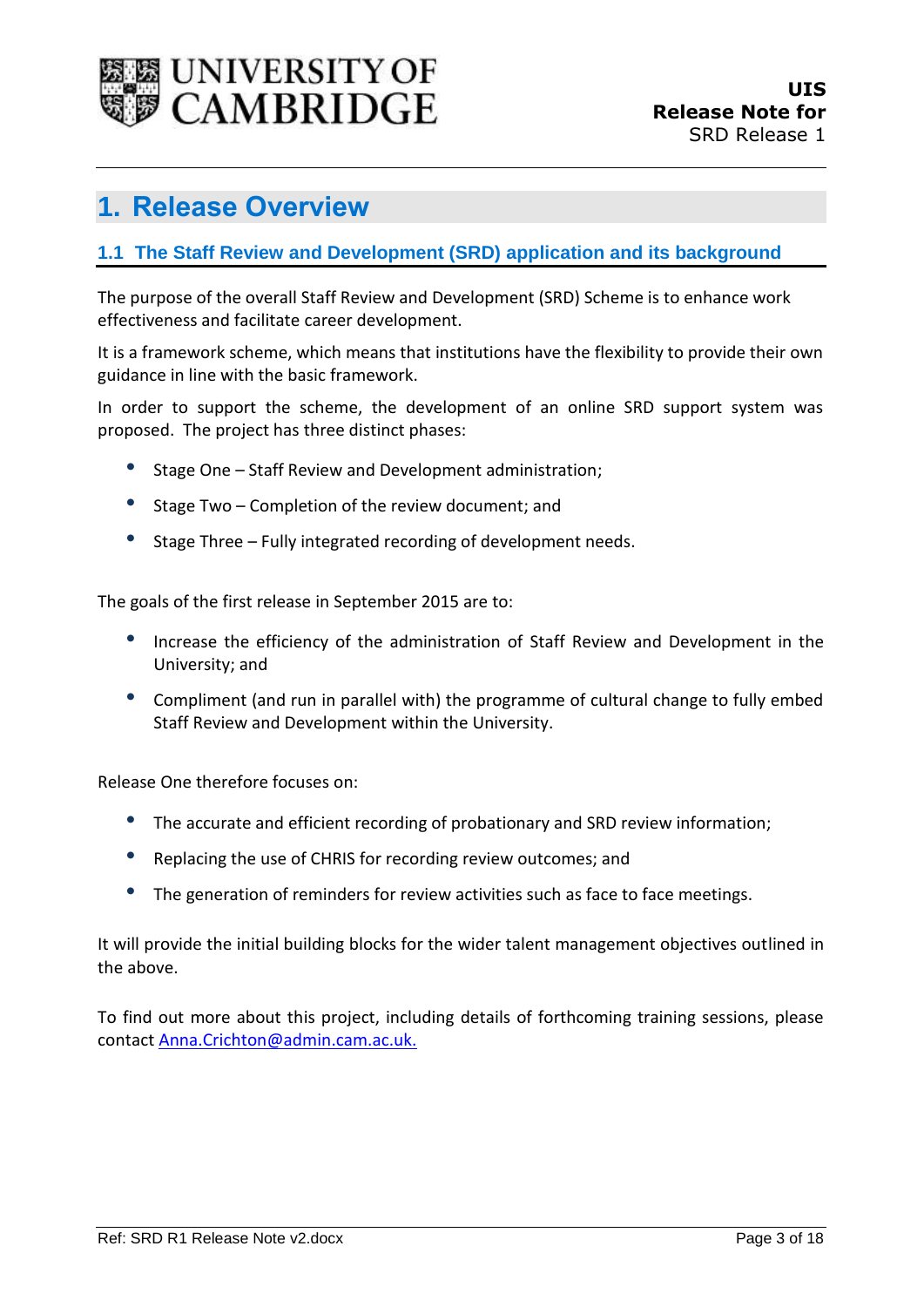# 1. Release Overview

## 1.1 The Staff Review and Development (SRD) application and its background

The purpose of the overall Staff Review and Development (SRD) Scheme is to enhance work effectiveness and facilitate career development.

It is a framework scheme, which means that institutions have the flexibility to provide their own guidance in line with the basic framework.

In order to support the scheme, the development of an online SRD support system was proposed. The project has three distinct phases:

- Stage One – Staff Review and Development administration;
- Stage Two – Completion of the review document; and
- Stage Three – Fully integrated recording of development needs.

The goals of the first release in September 2015 are to:

- Increase the efficiency of the administration of Staff Review and Development in the University; and
- Compliment (and run in parallel with) the programme of cultural change to fully embed Staff Review and Development within the University.

Release One therefore focuses on:

- The accurate and efficient recording of probationary and SRD review information;
- Replacing the use of CHRIS for recording review outcomes; and
- The generation of reminders for review activities such as face to face meetings.

It will provide the initial building blocks for the wider talent management objectives outlined in the above.

To find out more about this project, including details of forthcoming training sessions, please contact Anna.Crichton@admin.cam.ac.uk.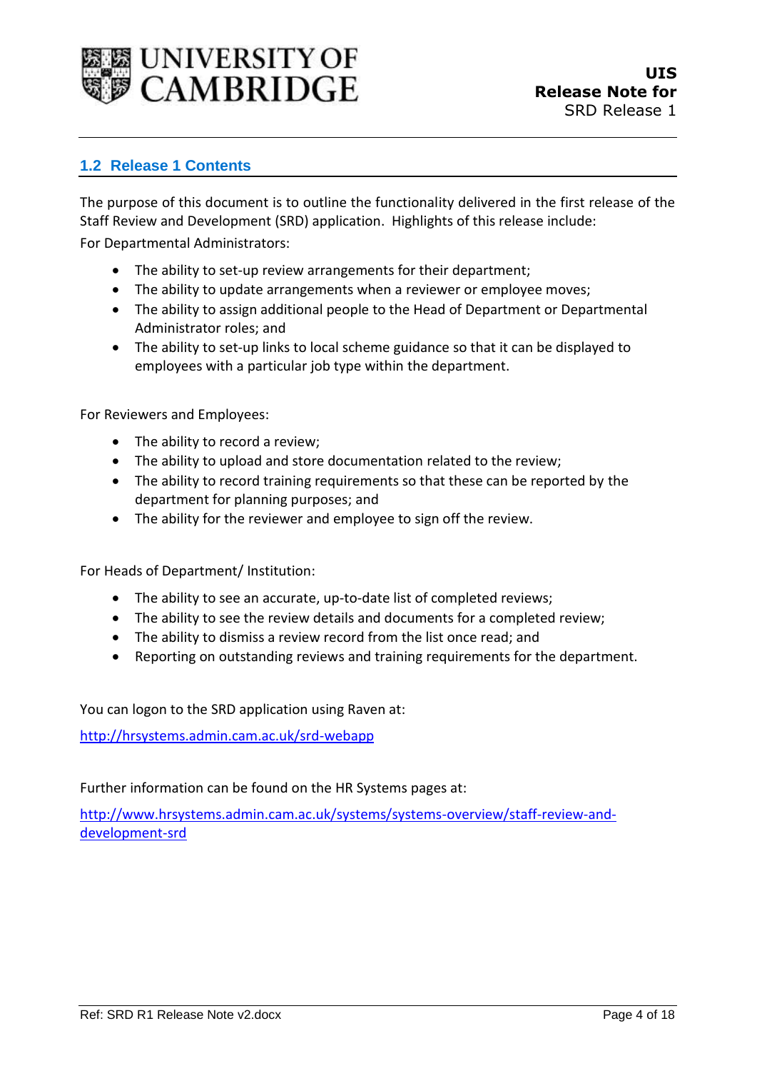## 1.2 Release 1 Contents

The purpose of this document is to outline the functionality delivered in the first release of the Staff Review and Development (SRD) application. Highlights of this release include:

For Departmental Administrators:

- The ability to set-up review arrangements for their department;
- The ability to update arrangements when a reviewer or employee moves;
- The ability to assign additional people to the Head of Department or Departmental Administrator roles; and
- The ability to set-up links to local scheme guidance so that it can be displayed to employees with a particular job type within the department.

For Reviewers and Employees:

- The ability to record a review;
- The ability to upload and store documentation related to the review;
- The ability to record training requirements so that these can be reported by the department for planning purposes; and
- The ability for the reviewer and employee to sign off the review.

For Heads of Department/ Institution:

- The ability to see an accurate, up-to-date list of completed reviews;
- The ability to see the review details and documents for a completed review;
- The ability to dismiss a review record from the list once read; and
- Reporting on outstanding reviews and training requirements for the department.

You can logon to the SRD application using Raven at:

http://hrsystems.admin.cam.ac.uk/srd-webapp

Further information can be found on the HR Systems pages at:

http://www.hrsystems.admin.cam.ac.uk/systems/systems-overview/staff-review-and-development-srd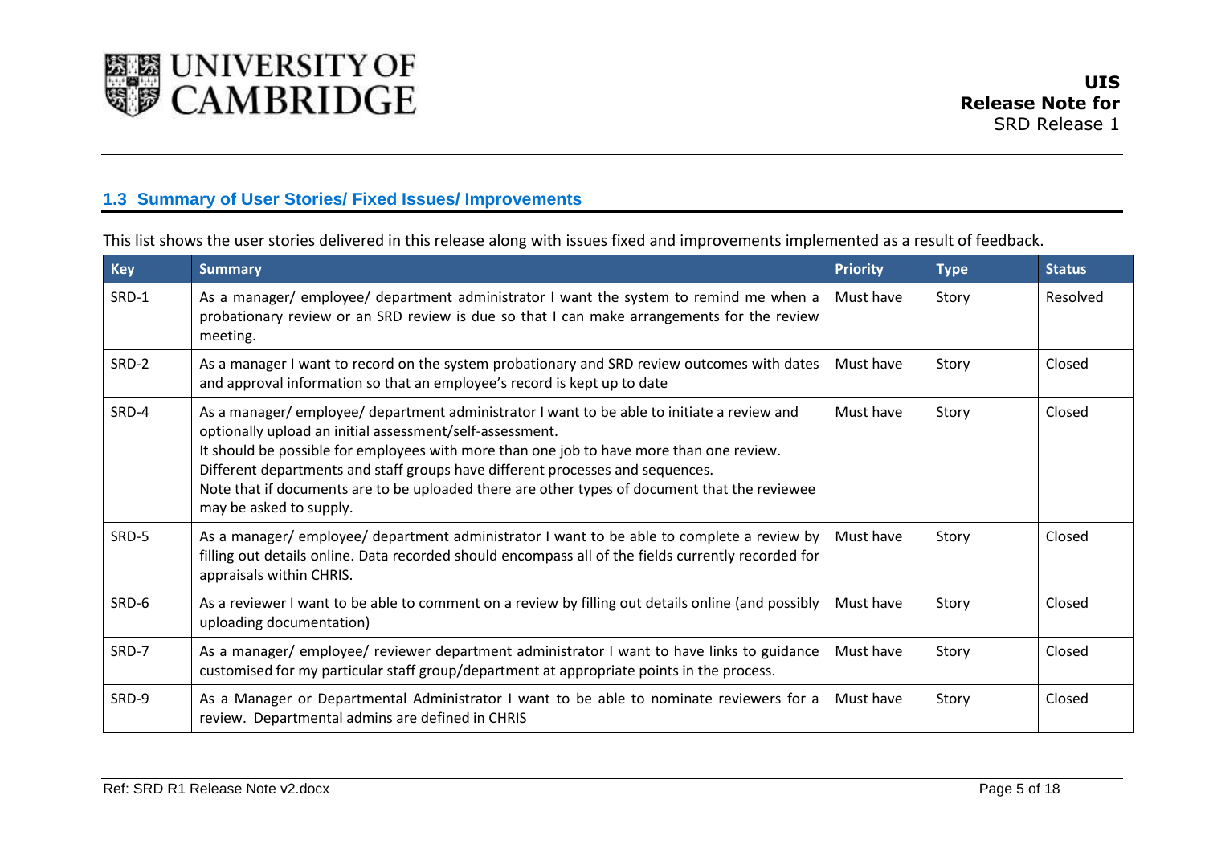## 1.3 Summary of User Stories/ Fixed Issues/ Improvements

This list shows the user stories delivered in this release along with issues fixed and improvements implemented as a result of feedback.

| Key | Summary | Priority | Type | Status |
|---|---|---|---|---|
| SRD-1 | As a manager/ employee/ department administrator I want the system to remind me when a probationary review or an SRD review is due so that I can make arrangements for the review meeting. | Must have | Story | Resolved |
| SRD-2 | As a manager I want to record on the system probationary and SRD review outcomes with dates and approval information so that an employee's record is kept up to date | Must have | Story | Closed |
| SRD-4 | As a manager/ employee/ department administrator I want to be able to initiate a review and optionally upload an initial assessment/self-assessment.<br>It should be possible for employees with more than one job to have more than one review.<br>Different departments and staff groups have different processes and sequences.<br>Note that if documents are to be uploaded there are other types of document that the reviewee may be asked to supply. | Must have | Story | Closed |
| SRD-5 | As a manager/ employee/ department administrator I want to be able to complete a review by filling out details online. Data recorded should encompass all of the fields currently recorded for appraisals within CHRIS. | Must have | Story | Closed |
| SRD-6 | As a reviewer I want to be able to comment on a review by filling out details online (and possibly uploading documentation) | Must have | Story | Closed |
| SRD-7 | As a manager/ employee/ reviewer department administrator I want to have links to guidance customised for my particular staff group/department at appropriate points in the process. | Must have | Story | Closed |
| SRD-9 | As a Manager or Departmental Administrator I want to be able to nominate reviewers for a review. Departmental admins are defined in CHRIS | Must have | Story | Closed |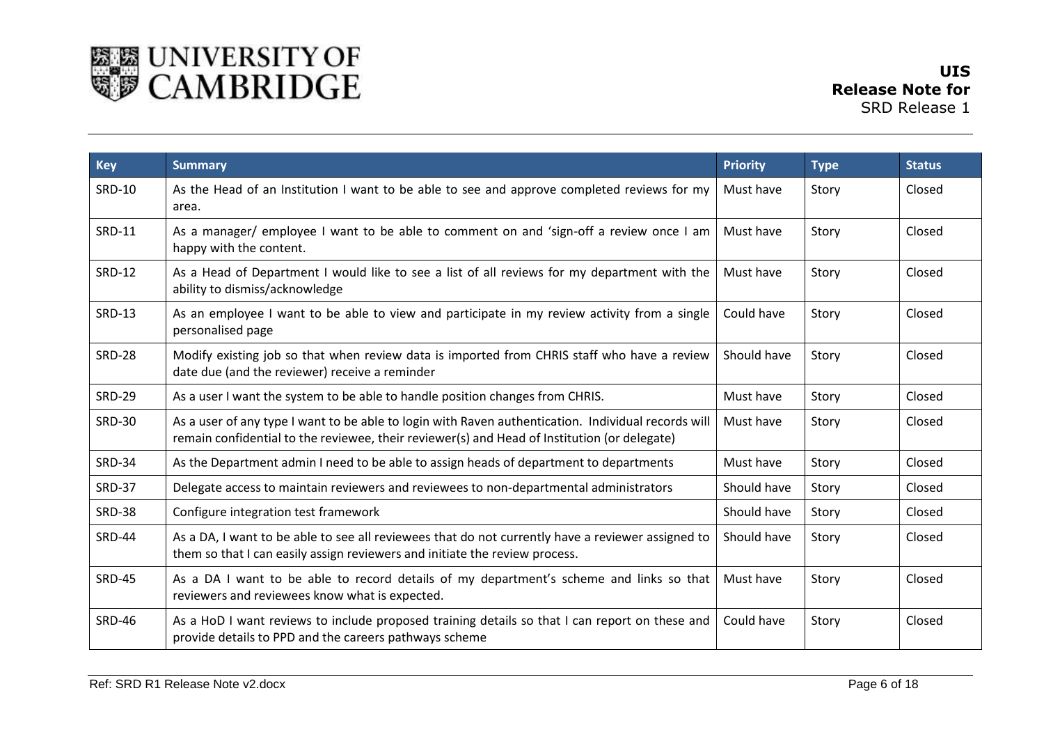| Key | Summary | Priority | Type | Status |
|---|---|---|---|---|
| SRD-10 | As the Head of an Institution I want to be able to see and approve completed reviews for my area. | Must have | Story | Closed |
| SRD-11 | As a manager/ employee I want to be able to comment on and 'sign-off a review once I am happy with the content. | Must have | Story | Closed |
| SRD-12 | As a Head of Department I would like to see a list of all reviews for my department with the ability to dismiss/acknowledge | Must have | Story | Closed |
| SRD-13 | As an employee I want to be able to view and participate in my review activity from a single personalised page | Could have | Story | Closed |
| SRD-28 | Modify existing job so that when review data is imported from CHRIS staff who have a review date due (and the reviewer) receive a reminder | Should have | Story | Closed |
| SRD-29 | As a user I want the system to be able to handle position changes from CHRIS. | Must have | Story | Closed |
| SRD-30 | As a user of any type I want to be able to login with Raven authentication. Individual records will remain confidential to the reviewee, their reviewer(s) and Head of Institution (or delegate) | Must have | Story | Closed |
| SRD-34 | As the Department admin I need to be able to assign heads of department to departments | Must have | Story | Closed |
| SRD-37 | Delegate access to maintain reviewers and reviewees to non-departmental administrators | Should have | Story | Closed |
| SRD-38 | Configure integration test framework | Should have | Story | Closed |
| SRD-44 | As a DA, I want to be able to see all reviewees that do not currently have a reviewer assigned to them so that I can easily assign reviewers and initiate the review process. | Should have | Story | Closed |
| SRD-45 | As a DA I want to be able to record details of my department's scheme and links so that reviewers and reviewees know what is expected. | Must have | Story | Closed |
| SRD-46 | As a HoD I want reviews to include proposed training details so that I can report on these and provide details to PPD and the careers pathways scheme | Could have | Story | Closed |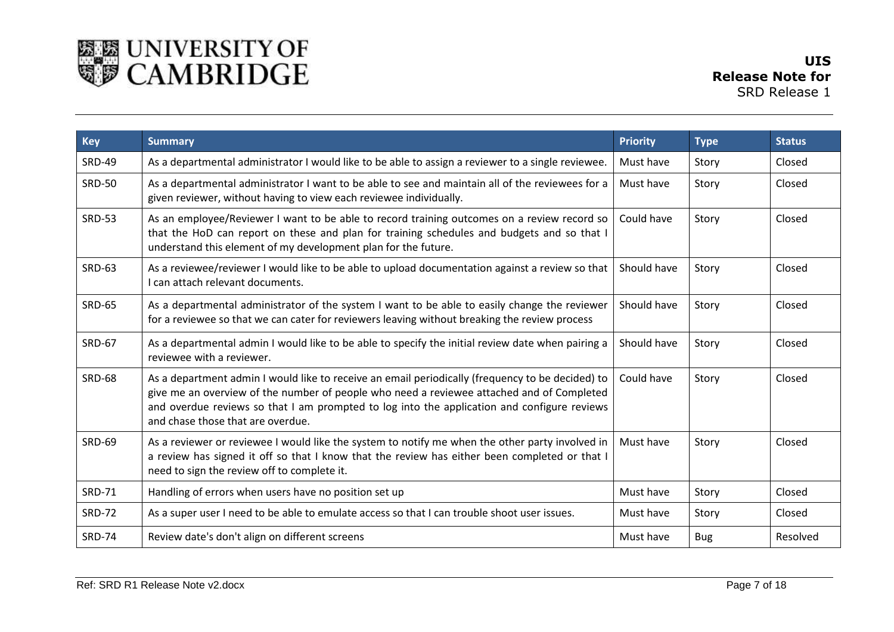| Key | Summary | Priority | Type | Status |
|---|---|---|---|---|
| SRD-49 | As a departmental administrator I would like to be able to assign a reviewer to a single reviewee. | Must have | Story | Closed |
| SRD-50 | As a departmental administrator I want to be able to see and maintain all of the reviewees for a given reviewer, without having to view each reviewee individually. | Must have | Story | Closed |
| SRD-53 | As an employee/Reviewer I want to be able to record training outcomes on a review record so that the HoD can report on these and plan for training schedules and budgets and so that I understand this element of my development plan for the future. | Could have | Story | Closed |
| SRD-63 | As a reviewee/reviewer I would like to be able to upload documentation against a review so that I can attach relevant documents. | Should have | Story | Closed |
| SRD-65 | As a departmental administrator of the system I want to be able to easily change the reviewer for a reviewee so that we can cater for reviewers leaving without breaking the review process | Should have | Story | Closed |
| SRD-67 | As a departmental admin I would like to be able to specify the initial review date when pairing a reviewee with a reviewer. | Should have | Story | Closed |
| SRD-68 | As a department admin I would like to receive an email periodically (frequency to be decided) to give me an overview of the number of people who need a reviewee attached and of Completed and overdue reviews so that I am prompted to log into the application and configure reviews and chase those that are overdue. | Could have | Story | Closed |
| SRD-69 | As a reviewer or reviewee I would like the system to notify me when the other party involved in a review has signed it off so that I know that the review has either been completed or that I need to sign the review off to complete it. | Must have | Story | Closed |
| SRD-71 | Handling of errors when users have no position set up | Must have | Story | Closed |
| SRD-72 | As a super user I need to be able to emulate access so that I can trouble shoot user issues. | Must have | Story | Closed |
| SRD-74 | Review date's don't align on different screens | Must have | Bug | Resolved |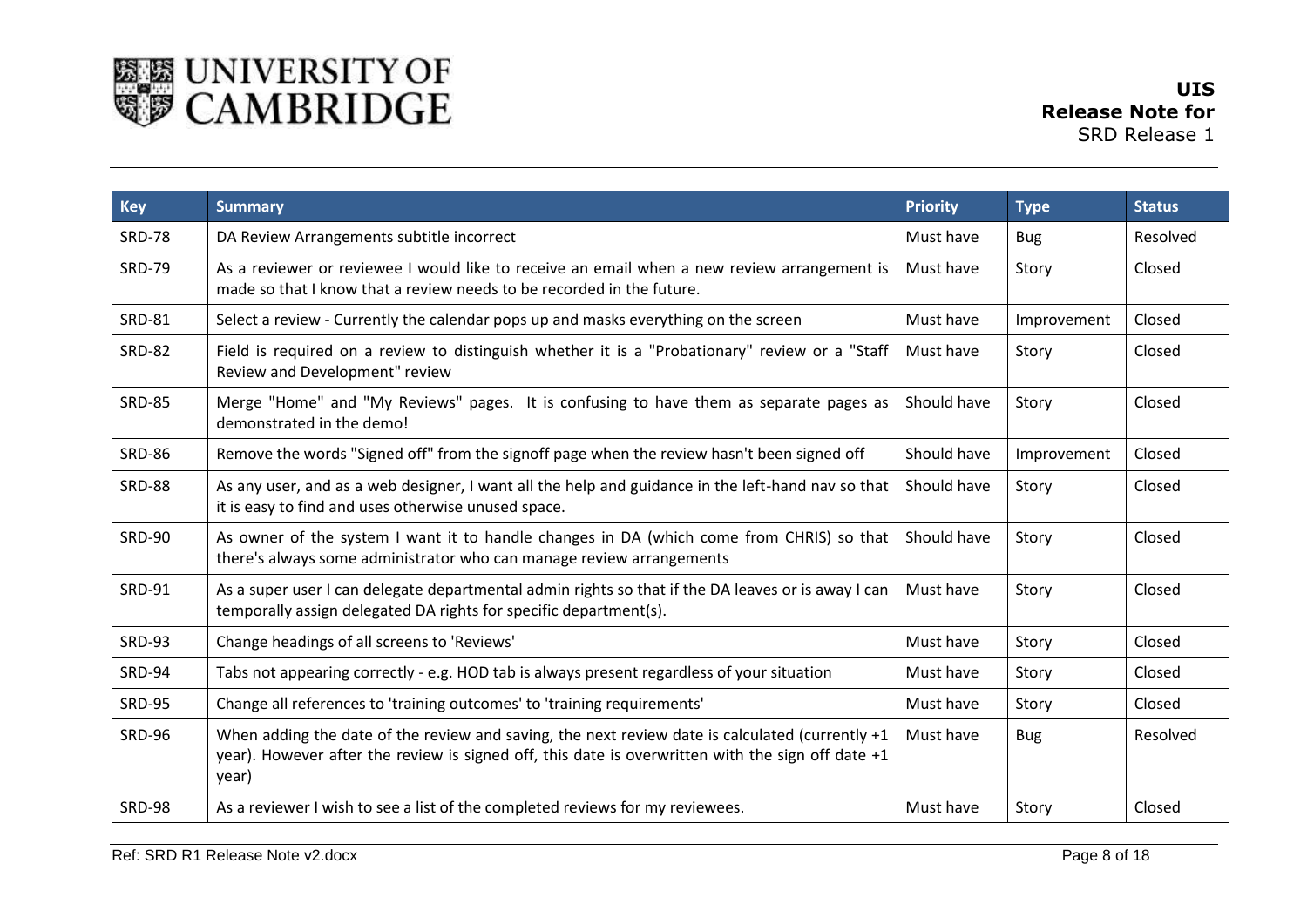| Key | Summary | Priority | Type | Status |
|---|---|---|---|---|
| SRD-78 | DA Review Arrangements subtitle incorrect | Must have | Bug | Resolved |
| SRD-79 | As a reviewer or reviewee I would like to receive an email when a new review arrangement is made so that I know that a review needs to be recorded in the future. | Must have | Story | Closed |
| SRD-81 | Select a review - Currently the calendar pops up and masks everything on the screen | Must have | Improvement | Closed |
| SRD-82 | Field is required on a review to distinguish whether it is a "Probationary" review or a "Staff Review and Development" review | Must have | Story | Closed |
| SRD-85 | Merge "Home" and "My Reviews" pages. It is confusing to have them as separate pages as demonstrated in the demo! | Should have | Story | Closed |
| SRD-86 | Remove the words "Signed off" from the signoff page when the review hasn't been signed off | Should have | Improvement | Closed |
| SRD-88 | As any user, and as a web designer, I want all the help and guidance in the left-hand nav so that it is easy to find and uses otherwise unused space. | Should have | Story | Closed |
| SRD-90 | As owner of the system I want it to handle changes in DA (which come from CHRIS) so that there's always some administrator who can manage review arrangements | Should have | Story | Closed |
| SRD-91 | As a super user I can delegate departmental admin rights so that if the DA leaves or is away I can temporally assign delegated DA rights for specific department(s). | Must have | Story | Closed |
| SRD-93 | Change headings of all screens to 'Reviews' | Must have | Story | Closed |
| SRD-94 | Tabs not appearing correctly - e.g. HOD tab is always present regardless of your situation | Must have | Story | Closed |
| SRD-95 | Change all references to 'training outcomes' to 'training requirements' | Must have | Story | Closed |
| SRD-96 | When adding the date of the review and saving, the next review date is calculated (currently +1 year). However after the review is signed off, this date is overwritten with the sign off date +1 year) | Must have | Bug | Resolved |
| SRD-98 | As a reviewer I wish to see a list of the completed reviews for my reviewees. | Must have | Story | Closed |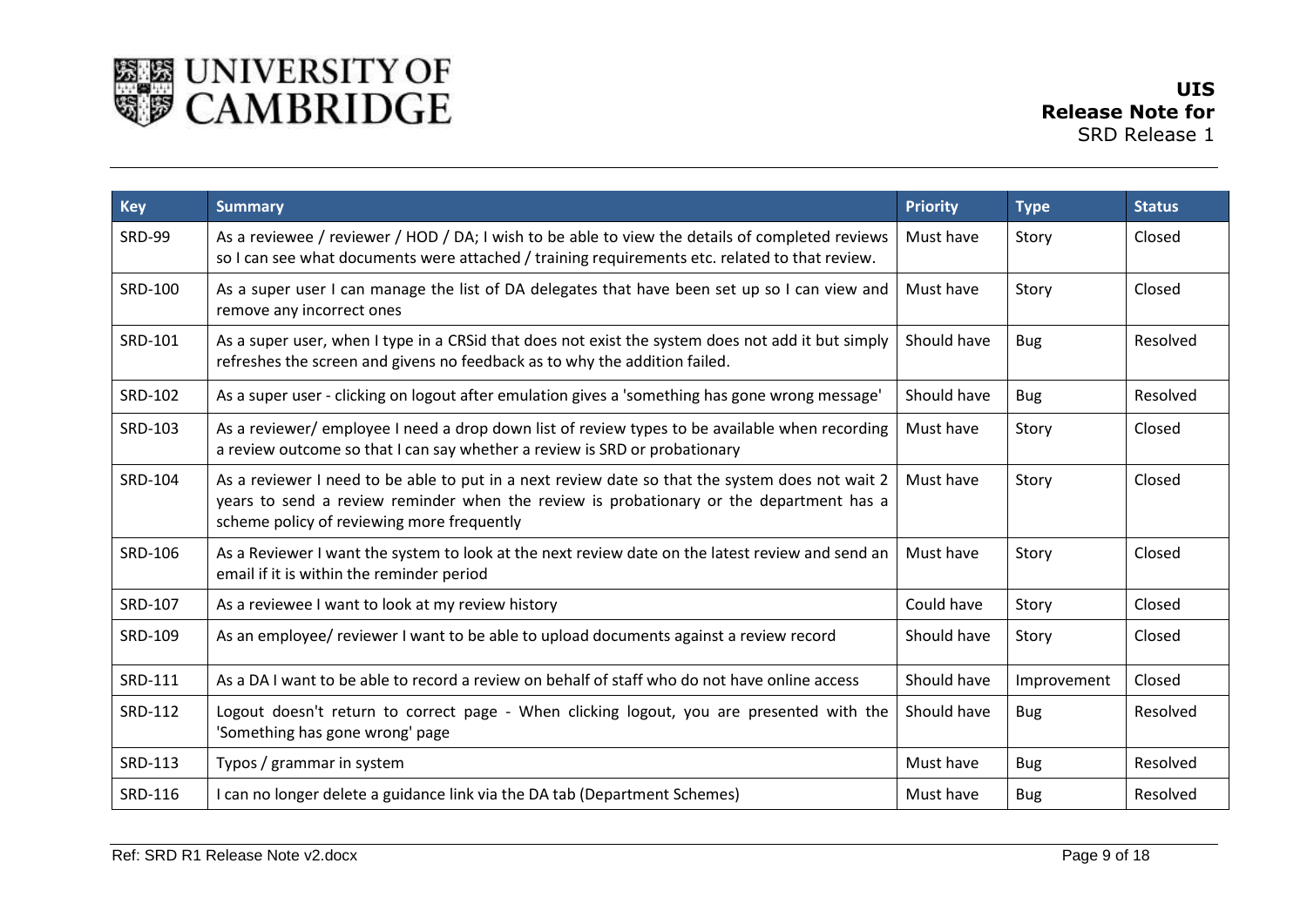| Key | Summary | Priority | Type | Status |
|---|---|---|---|---|
| SRD-99 | As a reviewee / reviewer / HOD / DA; I wish to be able to view the details of completed reviews so I can see what documents were attached / training requirements etc. related to that review. | Must have | Story | Closed |
| SRD-100 | As a super user I can manage the list of DA delegates that have been set up so I can view and remove any incorrect ones | Must have | Story | Closed |
| SRD-101 | As a super user, when I type in a CRSid that does not exist the system does not add it but simply refreshes the screen and givens no feedback as to why the addition failed. | Should have | Bug | Resolved |
| SRD-102 | As a super user - clicking on logout after emulation gives a 'something has gone wrong message' | Should have | Bug | Resolved |
| SRD-103 | As a reviewer/ employee I need a drop down list of review types to be available when recording a review outcome so that I can say whether a review is SRD or probationary | Must have | Story | Closed |
| SRD-104 | As a reviewer I need to be able to put in a next review date so that the system does not wait 2 years to send a review reminder when the review is probationary or the department has a scheme policy of reviewing more frequently | Must have | Story | Closed |
| SRD-106 | As a Reviewer I want the system to look at the next review date on the latest review and send an email if it is within the reminder period | Must have | Story | Closed |
| SRD-107 | As a reviewee I want to look at my review history | Could have | Story | Closed |
| SRD-109 | As an employee/ reviewer I want to be able to upload documents against a review record | Should have | Story | Closed |
| SRD-111 | As a DA I want to be able to record a review on behalf of staff who do not have online access | Should have | Improvement | Closed |
| SRD-112 | Logout doesn't return to correct page - When clicking logout, you are presented with the 'Something has gone wrong' page | Should have | Bug | Resolved |
| SRD-113 | Typos / grammar in system | Must have | Bug | Resolved |
| SRD-116 | I can no longer delete a guidance link via the DA tab (Department Schemes) | Must have | Bug | Resolved |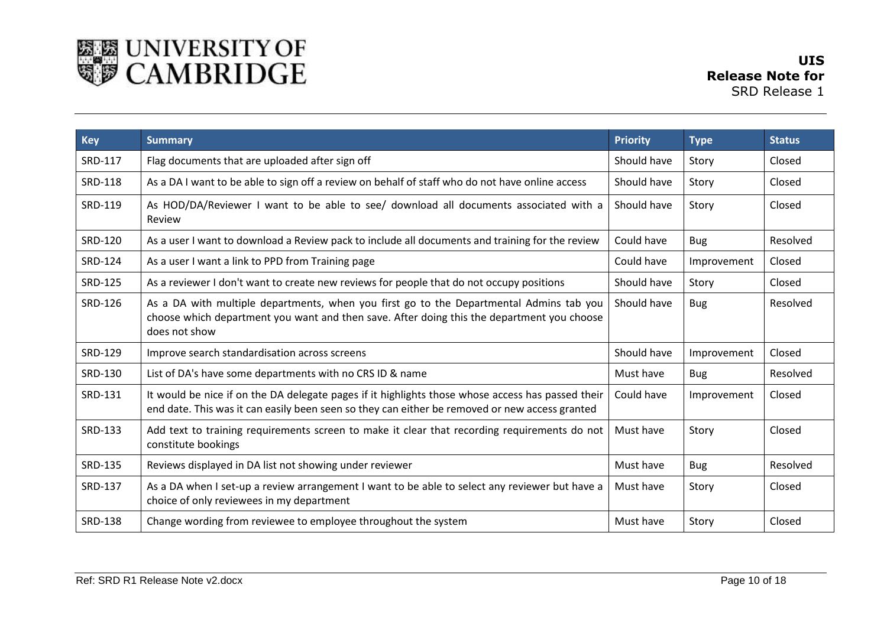| Key | Summary | Priority | Type | Status |
|---|---|---|---|---|
| SRD-117 | Flag documents that are uploaded after sign off | Should have | Story | Closed |
| SRD-118 | As a DA I want to be able to sign off a review on behalf of staff who do not have online access | Should have | Story | Closed |
| SRD-119 | As HOD/DA/Reviewer I want to be able to see/ download all documents associated with a Review | Should have | Story | Closed |
| SRD-120 | As a user I want to download a Review pack to include all documents and training for the review | Could have | Bug | Resolved |
| SRD-124 | As a user I want a link to PPD from Training page | Could have | Improvement | Closed |
| SRD-125 | As a reviewer I don't want to create new reviews for people that do not occupy positions | Should have | Story | Closed |
| SRD-126 | As a DA with multiple departments, when you first go to the Departmental Admins tab you choose which department you want and then save. After doing this the department you choose does not show | Should have | Bug | Resolved |
| SRD-129 | Improve search standardisation across screens | Should have | Improvement | Closed |
| SRD-130 | List of DA's have some departments with no CRS ID & name | Must have | Bug | Resolved |
| SRD-131 | It would be nice if on the DA delegate pages if it highlights those whose access has passed their end date. This was it can easily been seen so they can either be removed or new access granted | Could have | Improvement | Closed |
| SRD-133 | Add text to training requirements screen to make it clear that recording requirements do not constitute bookings | Must have | Story | Closed |
| SRD-135 | Reviews displayed in DA list not showing under reviewer | Must have | Bug | Resolved |
| SRD-137 | As a DA when I set-up a review arrangement I want to be able to select any reviewer but have a choice of only reviewees in my department | Must have | Story | Closed |
| SRD-138 | Change wording from reviewee to employee throughout the system | Must have | Story | Closed |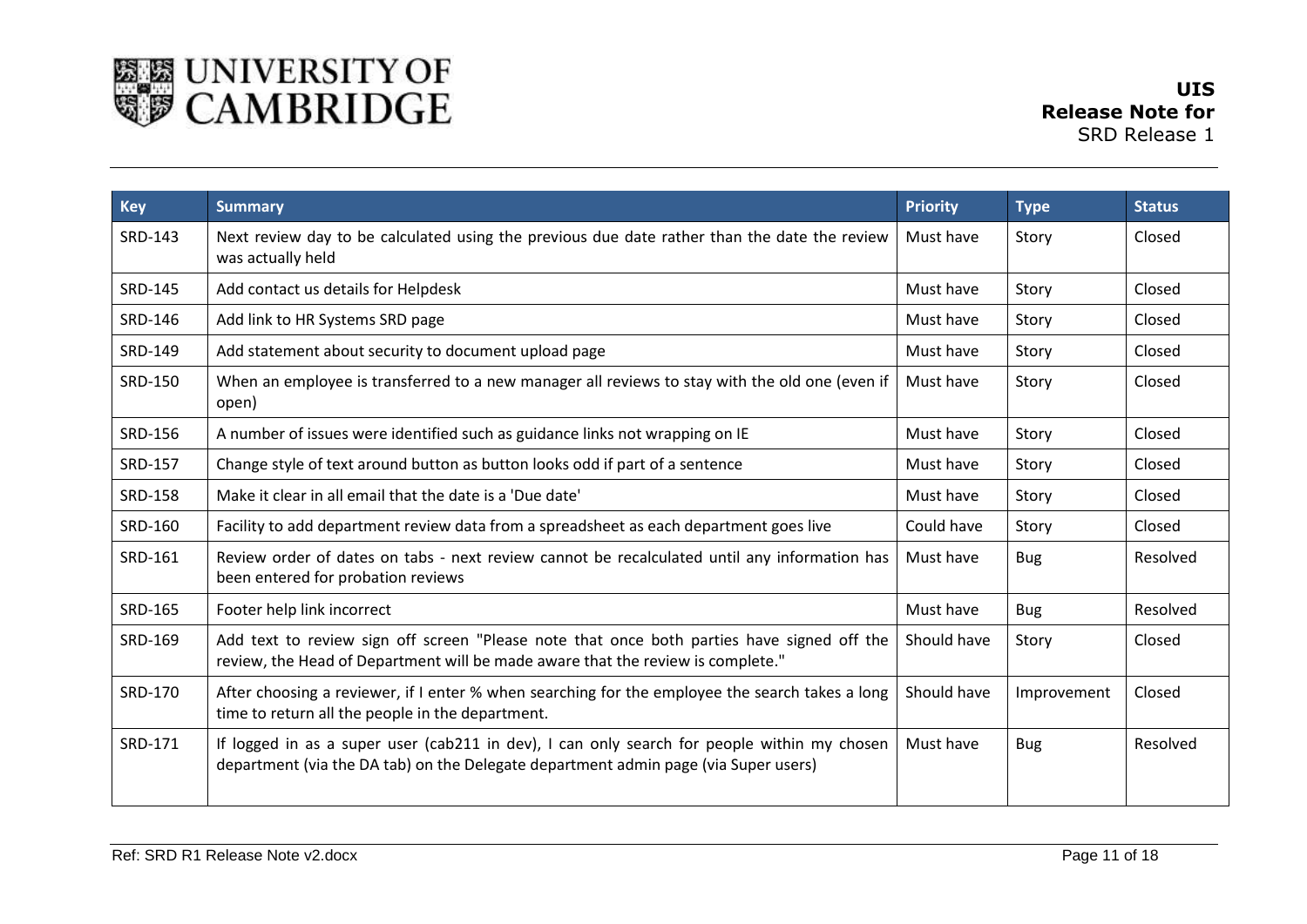| Key | Summary | Priority | Type | Status |
| --- | --- | --- | --- | --- |
| SRD-143 | Next review day to be calculated using the previous due date rather than the date the review was actually held | Must have | Story | Closed |
| SRD-145 | Add contact us details for Helpdesk | Must have | Story | Closed |
| SRD-146 | Add link to HR Systems SRD page | Must have | Story | Closed |
| SRD-149 | Add statement about security to document upload page | Must have | Story | Closed |
| SRD-150 | When an employee is transferred to a new manager all reviews to stay with the old one (even if open) | Must have | Story | Closed |
| SRD-156 | A number of issues were identified such as guidance links not wrapping on IE | Must have | Story | Closed |
| SRD-157 | Change style of text around button as button looks odd if part of a sentence | Must have | Story | Closed |
| SRD-158 | Make it clear in all email that the date is a 'Due date' | Must have | Story | Closed |
| SRD-160 | Facility to add department review data from a spreadsheet as each department goes live | Could have | Story | Closed |
| SRD-161 | Review order of dates on tabs - next review cannot be recalculated until any information has been entered for probation reviews | Must have | Bug | Resolved |
| SRD-165 | Footer help link incorrect | Must have | Bug | Resolved |
| SRD-169 | Add text to review sign off screen "Please note that once both parties have signed off the review, the Head of Department will be made aware that the review is complete." | Should have | Story | Closed |
| SRD-170 | After choosing a reviewer, if I enter % when searching for the employee the search takes a long time to return all the people in the department. | Should have | Improvement | Closed |
| SRD-171 | If logged in as a super user (cab211 in dev), I can only search for people within my chosen department (via the DA tab) on the Delegate department admin page (via Super users) | Must have | Bug | Resolved |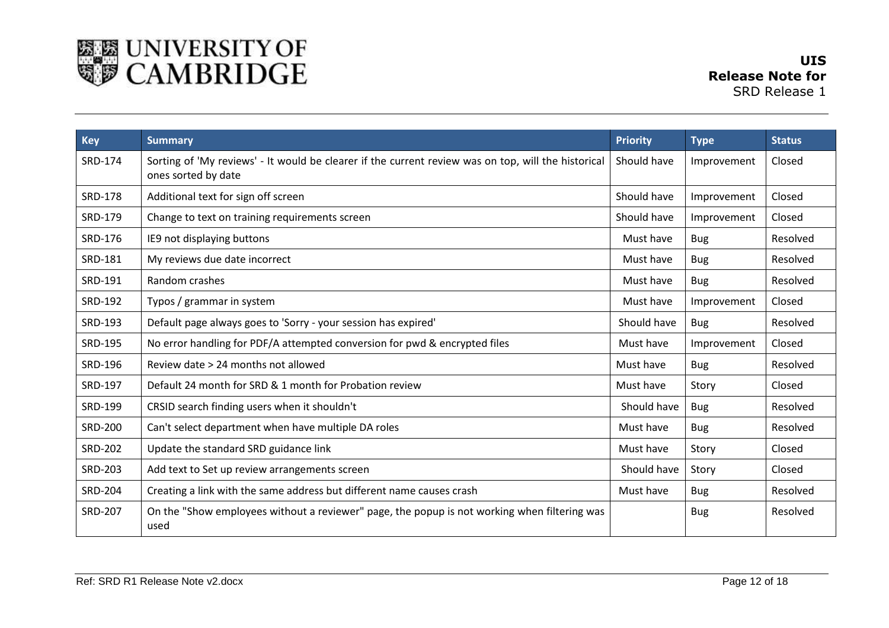| Key | Summary | Priority | Type | Status |
| --- | --- | --- | --- | --- |
| SRD-174 | Sorting of 'My reviews' - It would be clearer if the current review was on top, will the historical ones sorted by date | Should have | Improvement | Closed |
| SRD-178 | Additional text for sign off screen | Should have | Improvement | Closed |
| SRD-179 | Change to text on training requirements screen | Should have | Improvement | Closed |
| SRD-176 | IE9 not displaying buttons | Must have | Bug | Resolved |
| SRD-181 | My reviews due date incorrect | Must have | Bug | Resolved |
| SRD-191 | Random crashes | Must have | Bug | Resolved |
| SRD-192 | Typos / grammar in system | Must have | Improvement | Closed |
| SRD-193 | Default page always goes to 'Sorry - your session has expired' | Should have | Bug | Resolved |
| SRD-195 | No error handling for PDF/A attempted conversion for pwd & encrypted files | Must have | Improvement | Closed |
| SRD-196 | Review date > 24 months not allowed | Must have | Bug | Resolved |
| SRD-197 | Default 24 month for SRD & 1 month for Probation review | Must have | Story | Closed |
| SRD-199 | CRSID search finding users when it shouldn't | Should have | Bug | Resolved |
| SRD-200 | Can't select department when have multiple DA roles | Must have | Bug | Resolved |
| SRD-202 | Update the standard SRD guidance link | Must have | Story | Closed |
| SRD-203 | Add text to Set up review arrangements screen | Should have | Story | Closed |
| SRD-204 | Creating a link with the same address but different name causes crash | Must have | Bug | Resolved |
| SRD-207 | On the "Show employees without a reviewer" page, the popup is not working when filtering was used | | Bug | Resolved |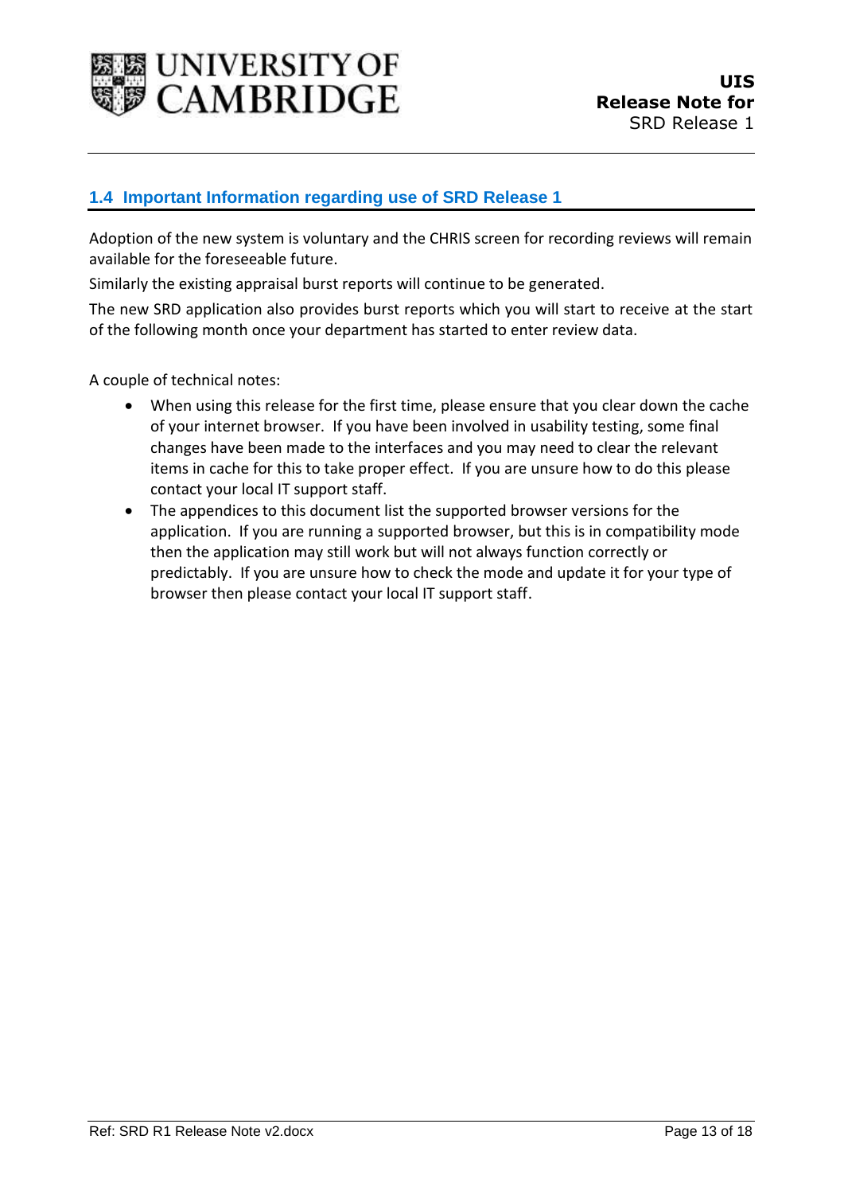## 1.4 Important Information regarding use of SRD Release 1

Adoption of the new system is voluntary and the CHRIS screen for recording reviews will remain available for the foreseeable future.

Similarly the existing appraisal burst reports will continue to be generated.

The new SRD application also provides burst reports which you will start to receive at the start of the following month once your department has started to enter review data.

A couple of technical notes:

- When using this release for the first time, please ensure that you clear down the cache of your internet browser. If you have been involved in usability testing, some final changes have been made to the interfaces and you may need to clear the relevant items in cache for this to take proper effect. If you are unsure how to do this please contact your local IT support staff.
- The appendices to this document list the supported browser versions for the application. If you are running a supported browser, but this is in compatibility mode then the application may still work but will not always function correctly or predictably. If you are unsure how to check the mode and update it for your type of browser then please contact your local IT support staff.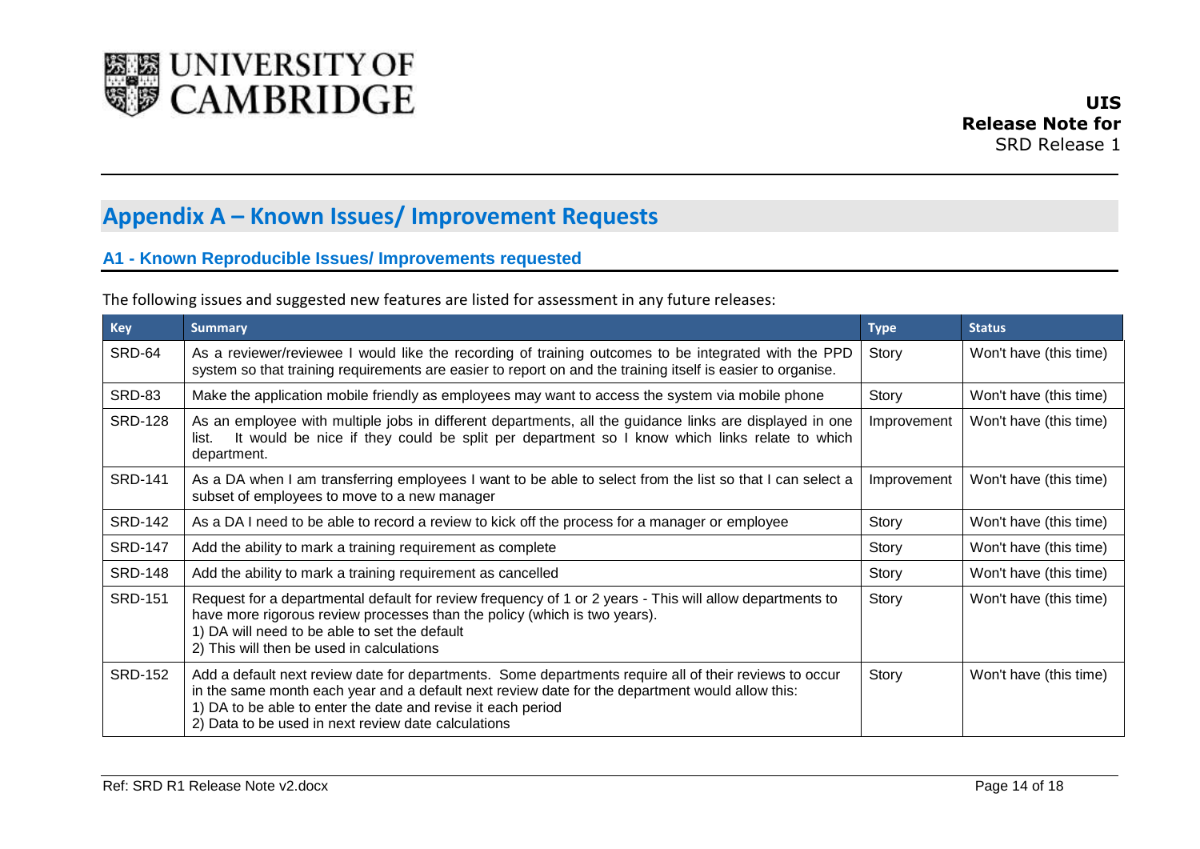## Appendix A – Known Issues/ Improvement Requests

### A1 - Known Reproducible Issues/ Improvements requested

The following issues and suggested new features are listed for assessment in any future releases:

| Key | Summary | Type | Status |
|---|---|---|---|
| SRD-64 | As a reviewer/reviewee I would like the recording of training outcomes to be integrated with the PPD system so that training requirements are easier to report on and the training itself is easier to organise. | Story | Won't have (this time) |
| SRD-83 | Make the application mobile friendly as employees may want to access the system via mobile phone | Story | Won't have (this time) |
| SRD-128 | As an employee with multiple jobs in different departments, all the guidance links are displayed in one list. It would be nice if they could be split per department so I know which links relate to which department. | Improvement | Won't have (this time) |
| SRD-141 | As a DA when I am transferring employees I want to be able to select from the list so that I can select a subset of employees to move to a new manager | Improvement | Won't have (this time) |
| SRD-142 | As a DA I need to be able to record a review to kick off the process for a manager or employee | Story | Won't have (this time) |
| SRD-147 | Add the ability to mark a training requirement as complete | Story | Won't have (this time) |
| SRD-148 | Add the ability to mark a training requirement as cancelled | Story | Won't have (this time) |
| SRD-151 | Request for a departmental default for review frequency of 1 or 2 years - This will allow departments to have more rigorous review processes than the policy (which is two years).<br>1) DA will need to be able to set the default<br>2) This will then be used in calculations | Story | Won't have (this time) |
| SRD-152 | Add a default next review date for departments. Some departments require all of their reviews to occur in the same month each year and a default next review date for the department would allow this:<br>1) DA to be able to enter the date and revise it each period<br>2) Data to be used in next review date calculations | Story | Won't have (this time) |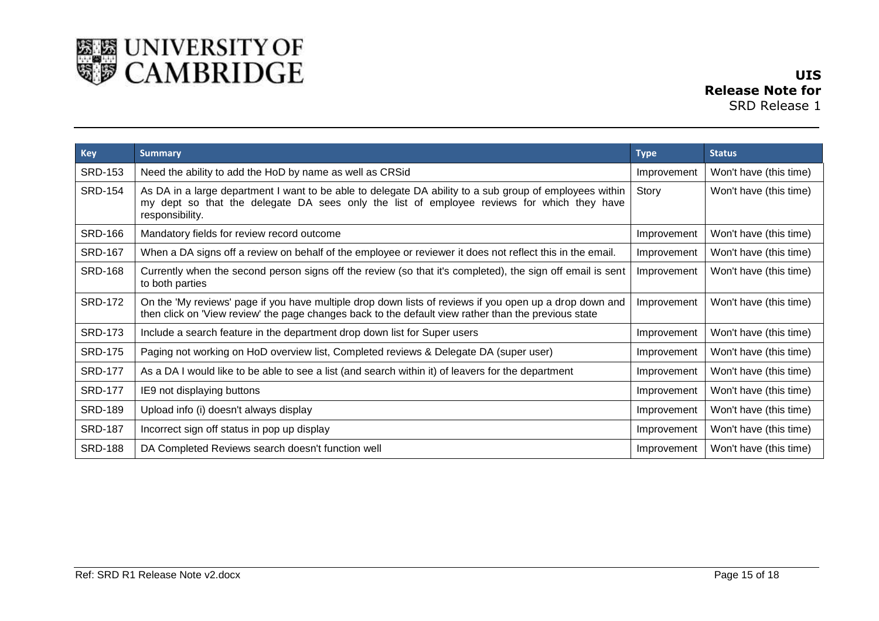| Key | Summary | Type | Status |
| --- | --- | --- | --- |
| SRD-153 | Need the ability to add the HoD by name as well as CRSid | Improvement | Won't have (this time) |
| SRD-154 | As DA in a large department I want to be able to delegate DA ability to a sub group of employees within my dept so that the delegate DA sees only the list of employee reviews for which they have responsibility. | Story | Won't have (this time) |
| SRD-166 | Mandatory fields for review record outcome | Improvement | Won't have (this time) |
| SRD-167 | When a DA signs off a review on behalf of the employee or reviewer it does not reflect this in the email. | Improvement | Won't have (this time) |
| SRD-168 | Currently when the second person signs off the review (so that it's completed), the sign off email is sent to both parties | Improvement | Won't have (this time) |
| SRD-172 | On the 'My reviews' page if you have multiple drop down lists of reviews if you open up a drop down and then click on 'View review' the page changes back to the default view rather than the previous state | Improvement | Won't have (this time) |
| SRD-173 | Include a search feature in the department drop down list for Super users | Improvement | Won't have (this time) |
| SRD-175 | Paging not working on HoD overview list, Completed reviews & Delegate DA (super user) | Improvement | Won't have (this time) |
| SRD-177 | As a DA I would like to be able to see a list (and search within it) of leavers for the department | Improvement | Won't have (this time) |
| SRD-177 | IE9 not displaying buttons | Improvement | Won't have (this time) |
| SRD-189 | Upload info (i) doesn't always display | Improvement | Won't have (this time) |
| SRD-187 | Incorrect sign off status in pop up display | Improvement | Won't have (this time) |
| SRD-188 | DA Completed Reviews search doesn't function well | Improvement | Won't have (this time) |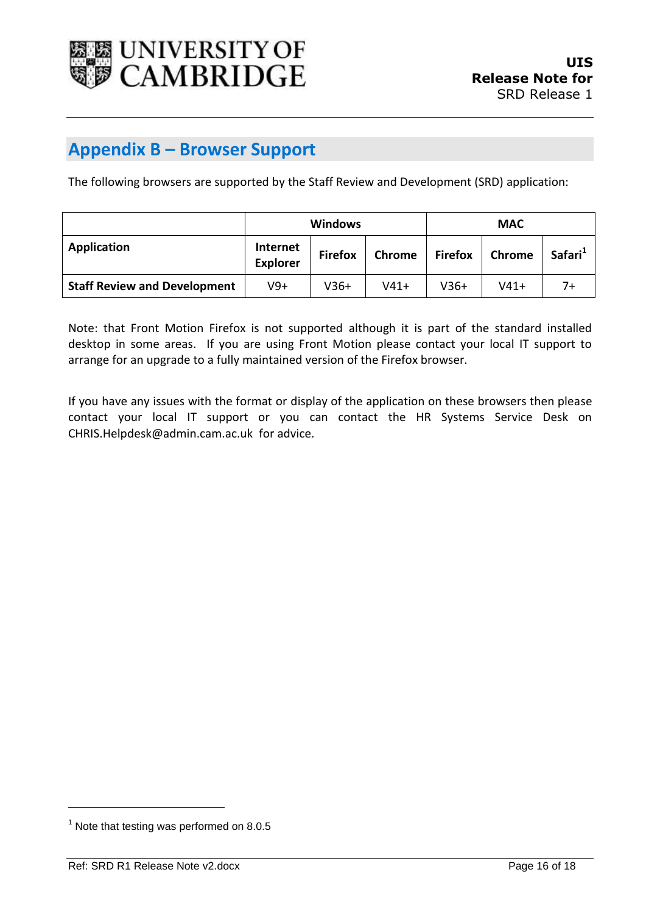# Appendix B – Browser Support

The following browsers are supported by the Staff Review and Development (SRD) application:

| | Windows | | | MAC | | |
|---|---|---|---|---|---|---|
| **Application** | **Internet Explorer** | **Firefox** | **Chrome** | **Firefox** | **Chrome** | **Safari**[1] |
| **Staff Review and Development** | V9+ | V36+ | V41+ | V36+ | V41+ | 7+ |

Note: that Front Motion Firefox is not supported although it is part of the standard installed desktop in some areas. If you are using Front Motion please contact your local IT support to arrange for an upgrade to a fully maintained version of the Firefox browser.

If you have any issues with the format or display of the application on these browsers then please contact your local IT support or you can contact the HR Systems Service Desk on CHRIS.Helpdesk@admin.cam.ac.uk for advice.

---

[1] Note that testing was performed on 8.0.5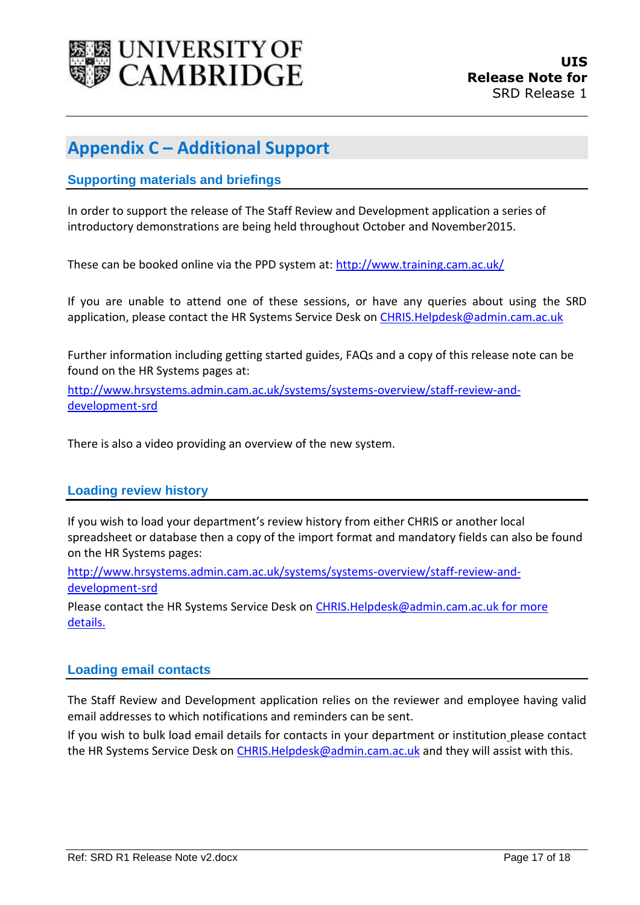# Appendix C – Additional Support

## Supporting materials and briefings

In order to support the release of The Staff Review and Development application a series of introductory demonstrations are being held throughout October and November2015.

These can be booked online via the PPD system at: http://www.training.cam.ac.uk/

If you are unable to attend one of these sessions, or have any queries about using the SRD application, please contact the HR Systems Service Desk on CHRIS.Helpdesk@admin.cam.ac.uk

Further information including getting started guides, FAQs and a copy of this release note can be found on the HR Systems pages at:

http://www.hrsystems.admin.cam.ac.uk/systems/systems-overview/staff-review-and-development-srd

There is also a video providing an overview of the new system.

## Loading review history

If you wish to load your department's review history from either CHRIS or another local spreadsheet or database then a copy of the import format and mandatory fields can also be found on the HR Systems pages:

http://www.hrsystems.admin.cam.ac.uk/systems/systems-overview/staff-review-and-development-srd

Please contact the HR Systems Service Desk on CHRIS.Helpdesk@admin.cam.ac.uk for more details.

## Loading email contacts

The Staff Review and Development application relies on the reviewer and employee having valid email addresses to which notifications and reminders can be sent.

If you wish to bulk load email details for contacts in your department or institution please contact the HR Systems Service Desk on CHRIS.Helpdesk@admin.cam.ac.uk and they will assist with this.